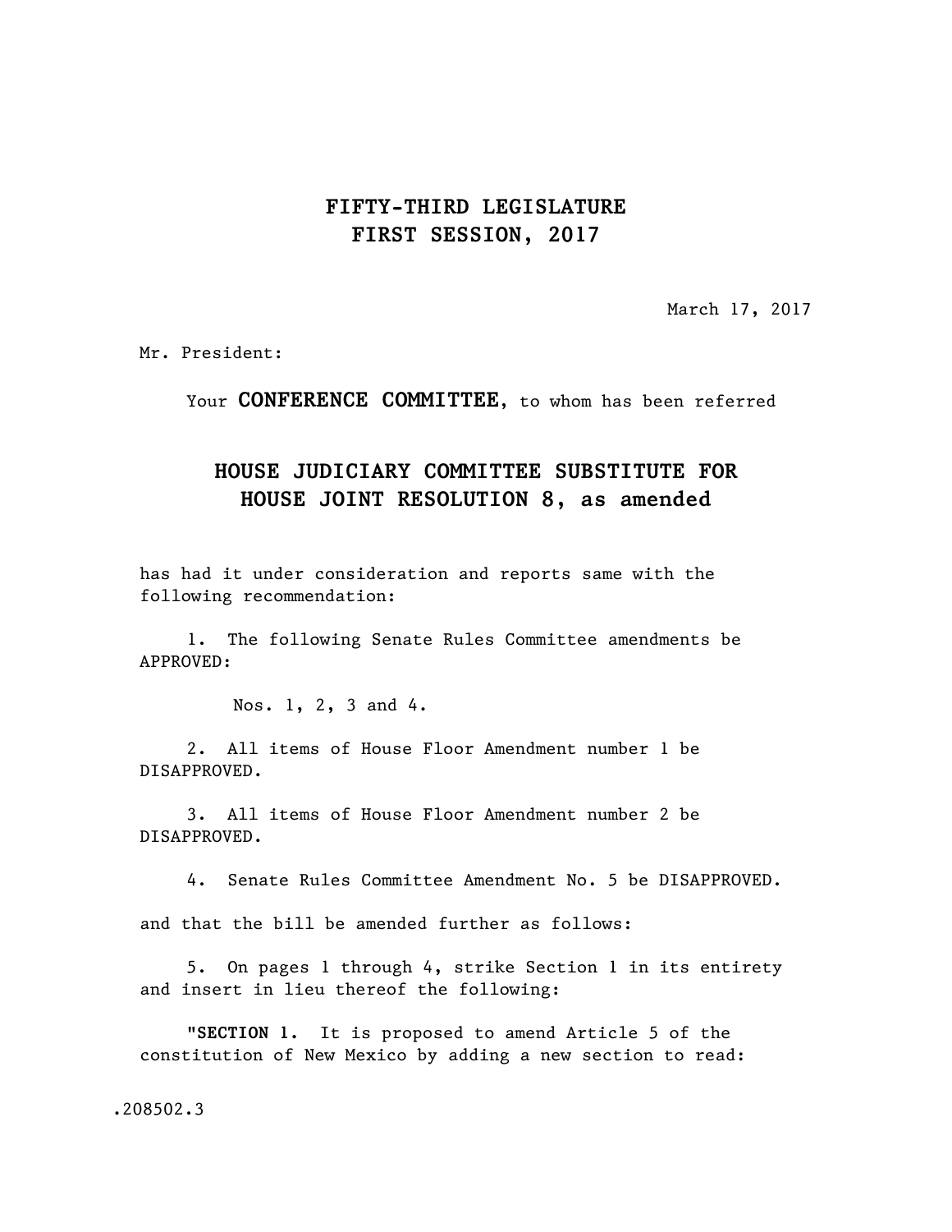**FIFTY-THIRD LEGISLATURE**
**FIRST SESSION, 2017**

March 17, 2017

Mr. President:

Your **CONFERENCE COMMITTEE**, to whom has been referred

**HOUSE JUDICIARY COMMITTEE SUBSTITUTE FOR HOUSE JOINT RESOLUTION 8, as amended**

has had it under consideration and reports same with the following recommendation:

1. The following Senate Rules Committee amendments be APPROVED:

   Nos. 1, 2, 3 and 4.

2. All items of House Floor Amendment number 1 be DISAPPROVED.

3. All items of House Floor Amendment number 2 be DISAPPROVED.

4. Senate Rules Committee Amendment No. 5 be DISAPPROVED.

and that the bill be amended further as follows:

5. On pages 1 through 4, strike Section 1 in its entirety and insert in lieu thereof the following:

"**SECTION 1.** It is proposed to amend Article 5 of the constitution of New Mexico by adding a new section to read:

.208502.3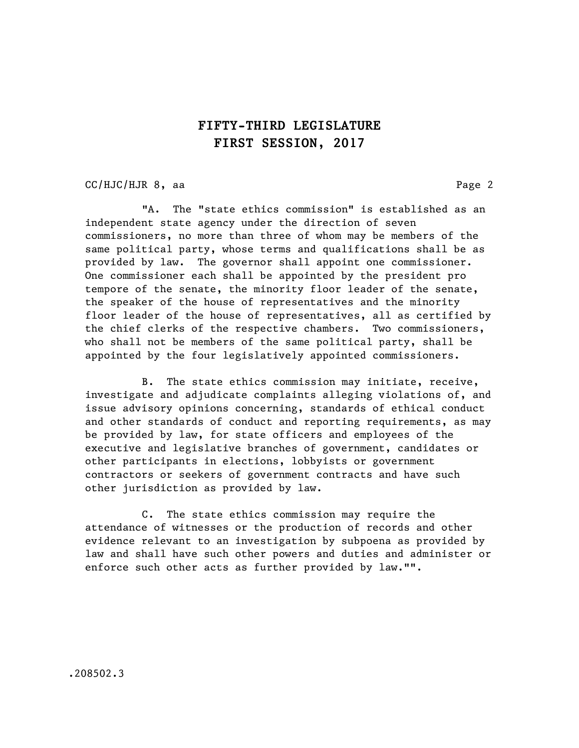"A. The "state ethics commission" is established as an independent state agency under the direction of seven commissioners, no more than three of whom may be members of the same political party, whose terms and qualifications shall be as provided by law. The governor shall appoint one commissioner. One commissioner each shall be appointed by the president pro tempore of the senate, the minority floor leader of the senate, the speaker of the house of representatives and the minority floor leader of the house of representatives, all as certified by the chief clerks of the respective chambers. Two commissioners, who shall not be members of the same political party, shall be appointed by the four legislatively appointed commissioners.

B. The state ethics commission may initiate, receive, investigate and adjudicate complaints alleging violations of, and issue advisory opinions concerning, standards of ethical conduct and other standards of conduct and reporting requirements, as may be provided by law, for state officers and employees of the executive and legislative branches of government, candidates or other participants in elections, lobbyists or government contractors or seekers of government contracts and have such other jurisdiction as provided by law.

C. The state ethics commission may require the attendance of witnesses or the production of records and other evidence relevant to an investigation by subpoena as provided by law and shall have such other powers and duties and administer or enforce such other acts as further provided by law."".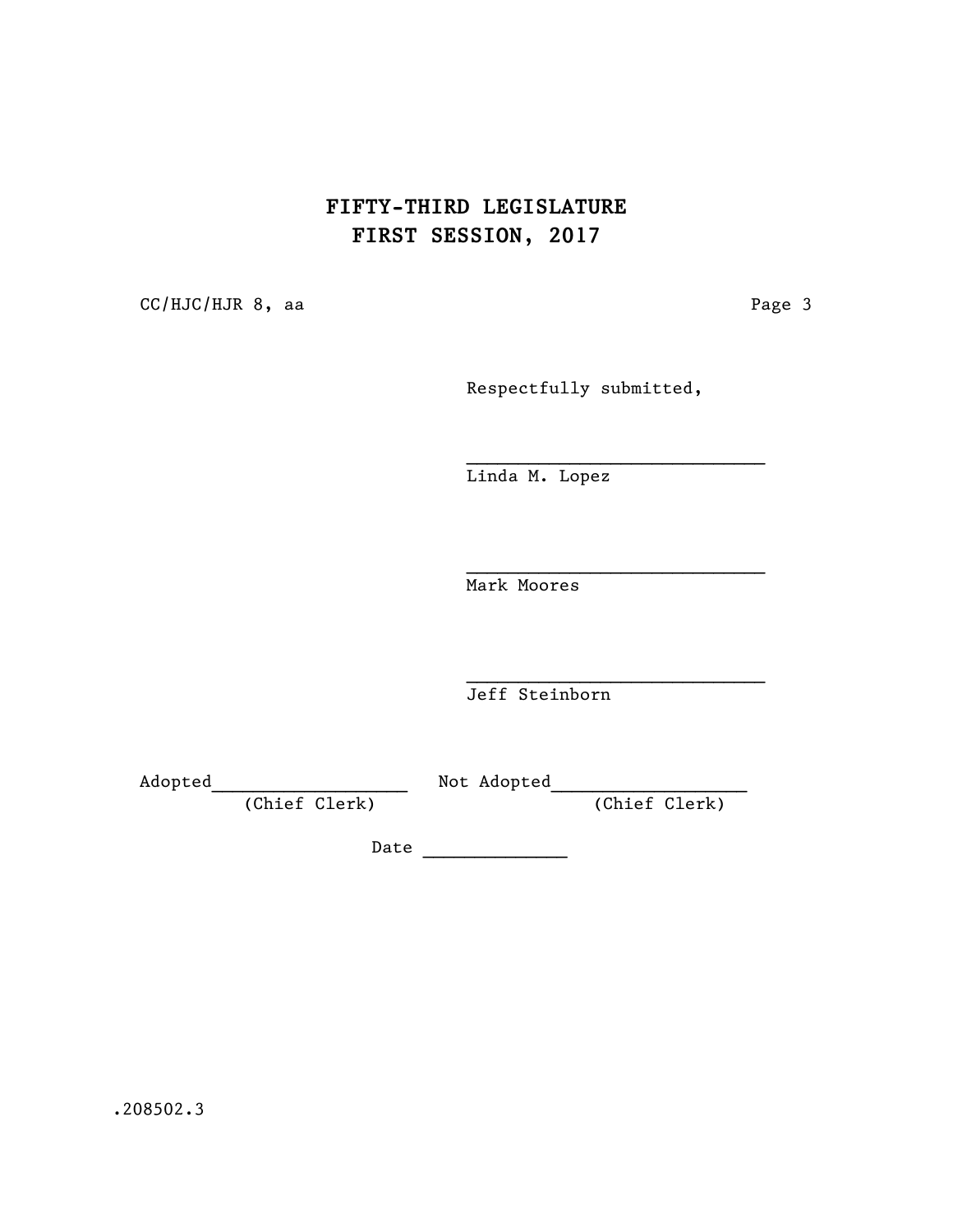# FIFTY-THIRD LEGISLATURE
# FIRST SESSION, 2017

CC/HJC/HJR 8, aa

Respectfully submitted,

\_\_\_\_\_\_\_\_\_\_\_\_\_\_\_\_\_\_\_\_\_\_\_\_\_\_\_\_
Linda M. Lopez

\_\_\_\_\_\_\_\_\_\_\_\_\_\_\_\_\_\_\_\_\_\_\_\_\_\_\_\_
Mark Moores

\_\_\_\_\_\_\_\_\_\_\_\_\_\_\_\_\_\_\_\_\_\_\_\_\_\_\_\_
Jeff Steinborn

Adopted\_\_\_\_\_\_\_\_\_\_\_\_\_\_\_\_\_\_ Not Adopted\_\_\_\_\_\_\_\_\_\_\_\_\_\_\_\_\_\_
(Chief Clerk) (Chief Clerk)

Date \_\_\_\_\_\_\_\_\_\_\_\_\_

.208502.3